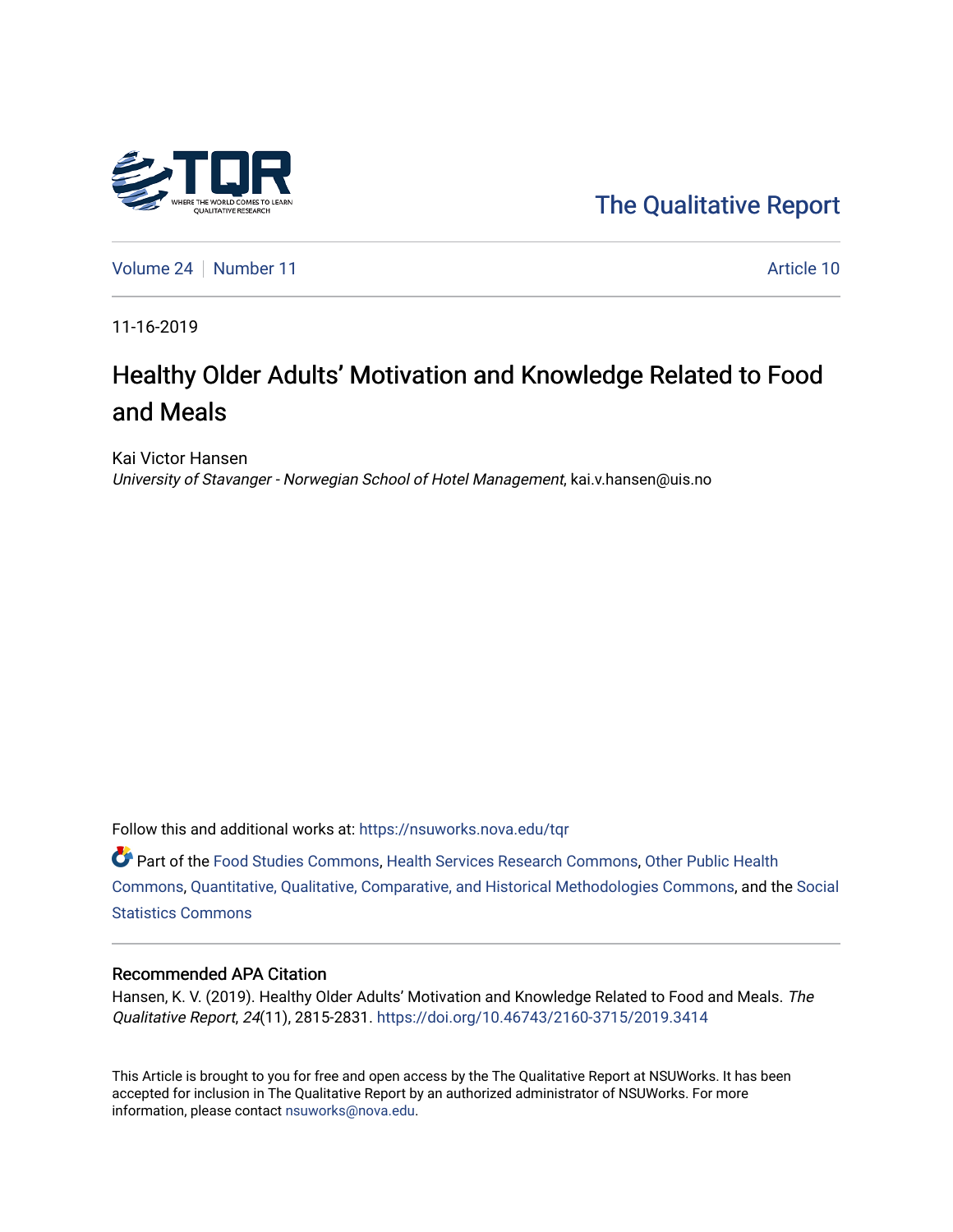The Qualitative Report

Volume 24 | Number 11 | Article 10

11-16-2019

# Healthy Older Adults' Motivation and Knowledge Related to Food and Meals

Kai Victor Hansen
*University of Stavanger - Norwegian School of Hotel Management*, kai.v.hansen@uis.no

Follow this and additional works at: https://nsuworks.nova.edu/tqr

Part of the Food Studies Commons, Health Services Research Commons, Other Public Health Commons, Quantitative, Qualitative, Comparative, and Historical Methodologies Commons, and the Social Statistics Commons

## Recommended APA Citation

Hansen, K. V. (2019). Healthy Older Adults' Motivation and Knowledge Related to Food and Meals. *The Qualitative Report*, *24*(11), 2815-2831. https://doi.org/10.46743/2160-3715/2019.3414

This Article is brought to you for free and open access by the The Qualitative Report at NSUWorks. It has been accepted for inclusion in The Qualitative Report by an authorized administrator of NSUWorks. For more information, please contact nsuworks@nova.edu.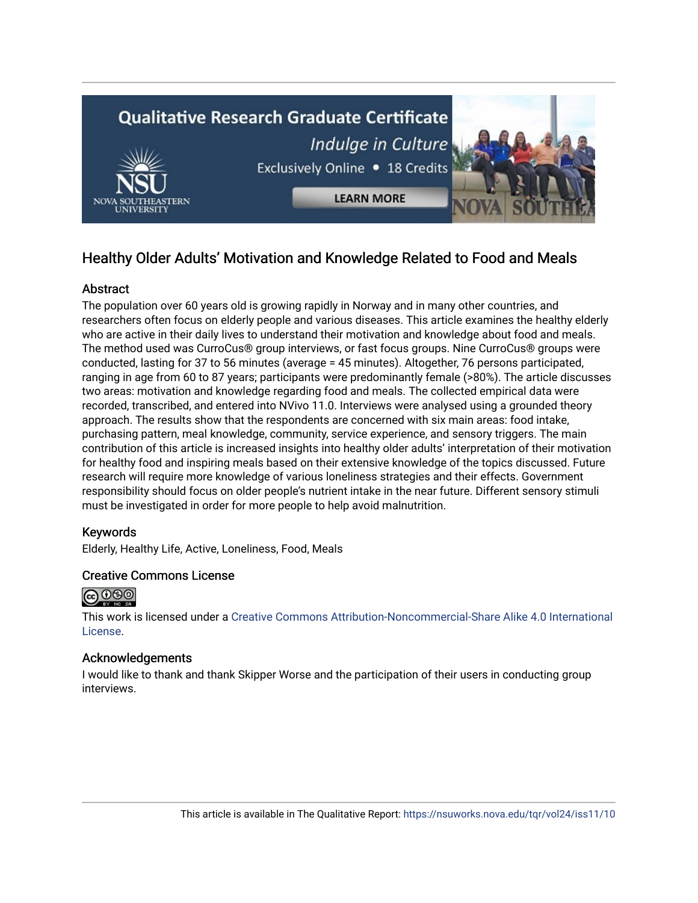## Healthy Older Adults' Motivation and Knowledge Related to Food and Meals

### Abstract

The population over 60 years old is growing rapidly in Norway and in many other countries, and researchers often focus on elderly people and various diseases. This article examines the healthy elderly who are active in their daily lives to understand their motivation and knowledge about food and meals. The method used was CurroCus® group interviews, or fast focus groups. Nine CurroCus® groups were conducted, lasting for 37 to 56 minutes (average = 45 minutes). Altogether, 76 persons participated, ranging in age from 60 to 87 years; participants were predominantly female (>80%). The article discusses two areas: motivation and knowledge regarding food and meals. The collected empirical data were recorded, transcribed, and entered into NVivo 11.0. Interviews were analysed using a grounded theory approach. The results show that the respondents are concerned with six main areas: food intake, purchasing pattern, meal knowledge, community, service experience, and sensory triggers. The main contribution of this article is increased insights into healthy older adults' interpretation of their motivation for healthy food and inspiring meals based on their extensive knowledge of the topics discussed. Future research will require more knowledge of various loneliness strategies and their effects. Government responsibility should focus on older people's nutrient intake in the near future. Different sensory stimuli must be investigated in order for more people to help avoid malnutrition.

### Keywords

Elderly, Healthy Life, Active, Loneliness, Food, Meals

### Creative Commons License

This work is licensed under a Creative Commons Attribution-Noncommercial-Share Alike 4.0 International License.

### Acknowledgements

I would like to thank and thank Skipper Worse and the participation of their users in conducting group interviews.

This article is available in The Qualitative Report: https://nsuworks.nova.edu/tqr/vol24/iss11/10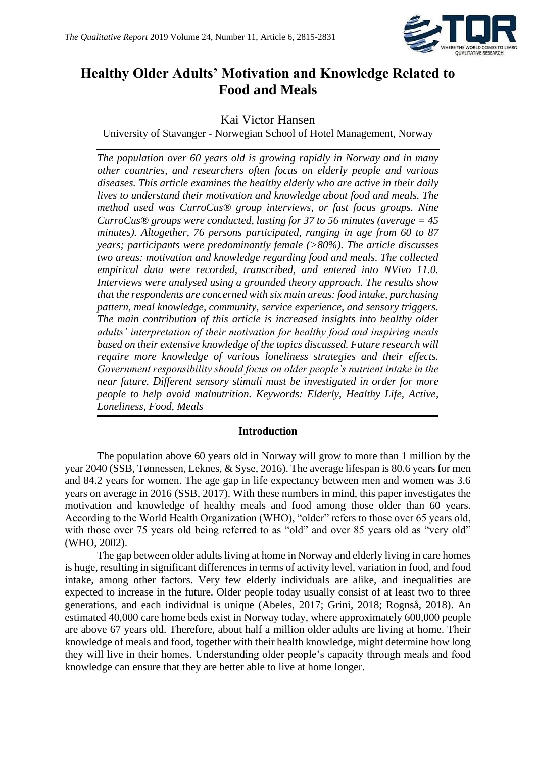# Healthy Older Adults' Motivation and Knowledge Related to Food and Meals

Kai Victor Hansen

University of Stavanger - Norwegian School of Hotel Management, Norway

*The population over 60 years old is growing rapidly in Norway and in many other countries, and researchers often focus on elderly people and various diseases. This article examines the healthy elderly who are active in their daily lives to understand their motivation and knowledge about food and meals. The method used was CurroCus® group interviews, or fast focus groups. Nine CurroCus® groups were conducted, lasting for 37 to 56 minutes (average = 45 minutes). Altogether, 76 persons participated, ranging in age from 60 to 87 years; participants were predominantly female (>80%). The article discusses two areas: motivation and knowledge regarding food and meals. The collected empirical data were recorded, transcribed, and entered into NVivo 11.0. Interviews were analysed using a grounded theory approach. The results show that the respondents are concerned with six main areas: food intake, purchasing pattern, meal knowledge, community, service experience, and sensory triggers. The main contribution of this article is increased insights into healthy older adults' interpretation of their motivation for healthy food and inspiring meals based on their extensive knowledge of the topics discussed. Future research will require more knowledge of various loneliness strategies and their effects. Government responsibility should focus on older people's nutrient intake in the near future. Different sensory stimuli must be investigated in order for more people to help avoid malnutrition. Keywords: Elderly, Healthy Life, Active, Loneliness, Food, Meals*

## Introduction

The population above 60 years old in Norway will grow to more than 1 million by the year 2040 (SSB, Tønnessen, Leknes, & Syse, 2016). The average lifespan is 80.6 years for men and 84.2 years for women. The age gap in life expectancy between men and women was 3.6 years on average in 2016 (SSB, 2017). With these numbers in mind, this paper investigates the motivation and knowledge of healthy meals and food among those older than 60 years. According to the World Health Organization (WHO), "older" refers to those over 65 years old, with those over 75 years old being referred to as "old" and over 85 years old as "very old" (WHO, 2002).

The gap between older adults living at home in Norway and elderly living in care homes is huge, resulting in significant differences in terms of activity level, variation in food, and food intake, among other factors. Very few elderly individuals are alike, and inequalities are expected to increase in the future. Older people today usually consist of at least two to three generations, and each individual is unique (Abeles, 2017; Grini, 2018; Rognså, 2018). An estimated 40,000 care home beds exist in Norway today, where approximately 600,000 people are above 67 years old. Therefore, about half a million older adults are living at home. Their knowledge of meals and food, together with their health knowledge, might determine how long they will live in their homes. Understanding older people's capacity through meals and food knowledge can ensure that they are better able to live at home longer.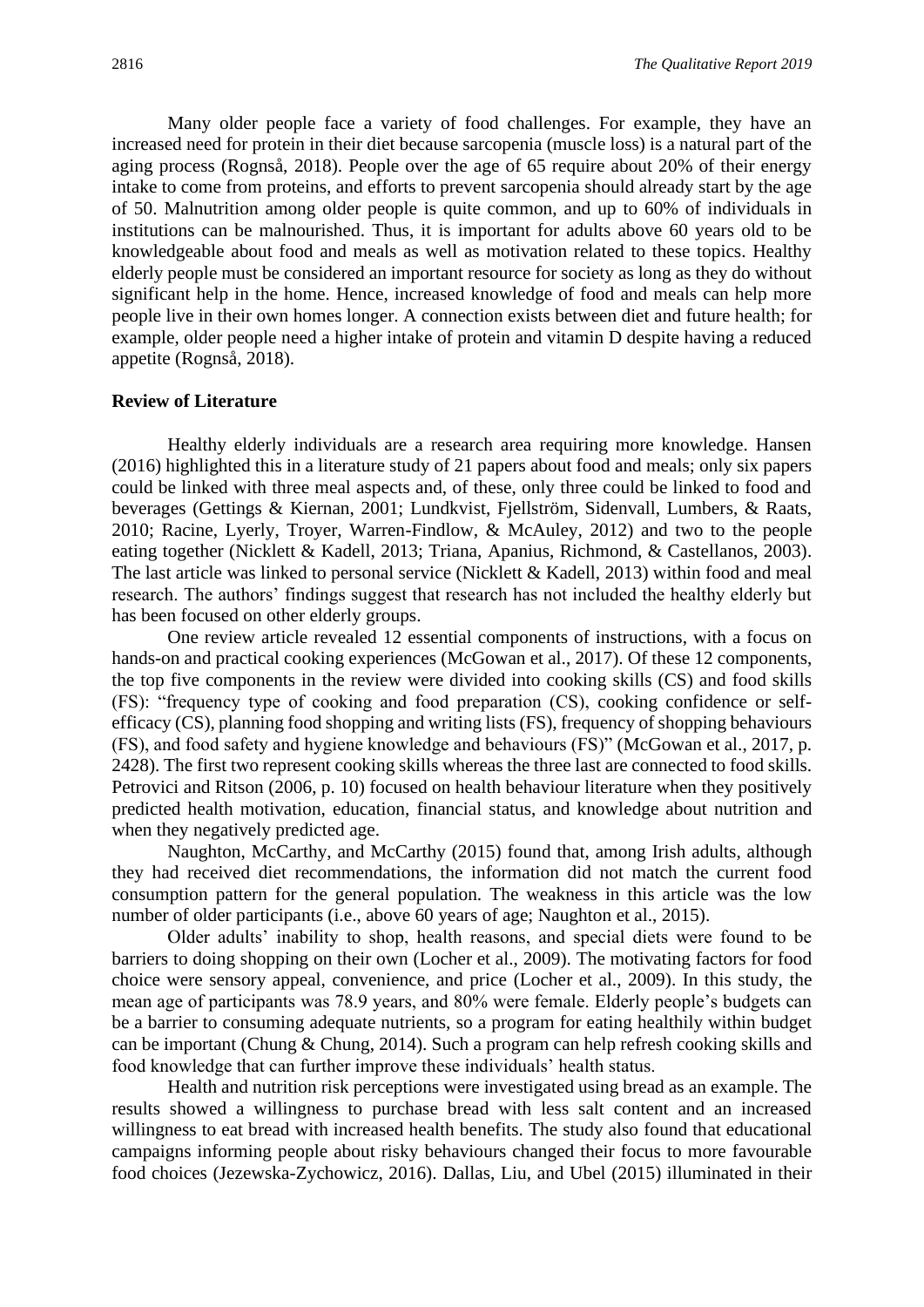Many older people face a variety of food challenges. For example, they have an increased need for protein in their diet because sarcopenia (muscle loss) is a natural part of the aging process (Rognså, 2018). People over the age of 65 require about 20% of their energy intake to come from proteins, and efforts to prevent sarcopenia should already start by the age of 50. Malnutrition among older people is quite common, and up to 60% of individuals in institutions can be malnourished. Thus, it is important for adults above 60 years old to be knowledgeable about food and meals as well as motivation related to these topics. Healthy elderly people must be considered an important resource for society as long as they do without significant help in the home. Hence, increased knowledge of food and meals can help more people live in their own homes longer. A connection exists between diet and future health; for example, older people need a higher intake of protein and vitamin D despite having a reduced appetite (Rognså, 2018).

## Review of Literature

Healthy elderly individuals are a research area requiring more knowledge. Hansen (2016) highlighted this in a literature study of 21 papers about food and meals; only six papers could be linked with three meal aspects and, of these, only three could be linked to food and beverages (Gettings & Kiernan, 2001; Lundkvist, Fjellström, Sidenvall, Lumbers, & Raats, 2010; Racine, Lyerly, Troyer, Warren-Findlow, & McAuley, 2012) and two to the people eating together (Nicklett & Kadell, 2013; Triana, Apanius, Richmond, & Castellanos, 2003). The last article was linked to personal service (Nicklett & Kadell, 2013) within food and meal research. The authors' findings suggest that research has not included the healthy elderly but has been focused on other elderly groups.

One review article revealed 12 essential components of instructions, with a focus on hands-on and practical cooking experiences (McGowan et al., 2017). Of these 12 components, the top five components in the review were divided into cooking skills (CS) and food skills (FS): "frequency type of cooking and food preparation (CS), cooking confidence or self-efficacy (CS), planning food shopping and writing lists (FS), frequency of shopping behaviours (FS), and food safety and hygiene knowledge and behaviours (FS)" (McGowan et al., 2017, p. 2428). The first two represent cooking skills whereas the three last are connected to food skills. Petrovici and Ritson (2006, p. 10) focused on health behaviour literature when they positively predicted health motivation, education, financial status, and knowledge about nutrition and when they negatively predicted age.

Naughton, McCarthy, and McCarthy (2015) found that, among Irish adults, although they had received diet recommendations, the information did not match the current food consumption pattern for the general population. The weakness in this article was the low number of older participants (i.e., above 60 years of age; Naughton et al., 2015).

Older adults' inability to shop, health reasons, and special diets were found to be barriers to doing shopping on their own (Locher et al., 2009). The motivating factors for food choice were sensory appeal, convenience, and price (Locher et al., 2009). In this study, the mean age of participants was 78.9 years, and 80% were female. Elderly people's budgets can be a barrier to consuming adequate nutrients, so a program for eating healthily within budget can be important (Chung & Chung, 2014). Such a program can help refresh cooking skills and food knowledge that can further improve these individuals' health status.

Health and nutrition risk perceptions were investigated using bread as an example. The results showed a willingness to purchase bread with less salt content and an increased willingness to eat bread with increased health benefits. The study also found that educational campaigns informing people about risky behaviours changed their focus to more favourable food choices (Jezewska-Zychowicz, 2016). Dallas, Liu, and Ubel (2015) illuminated in their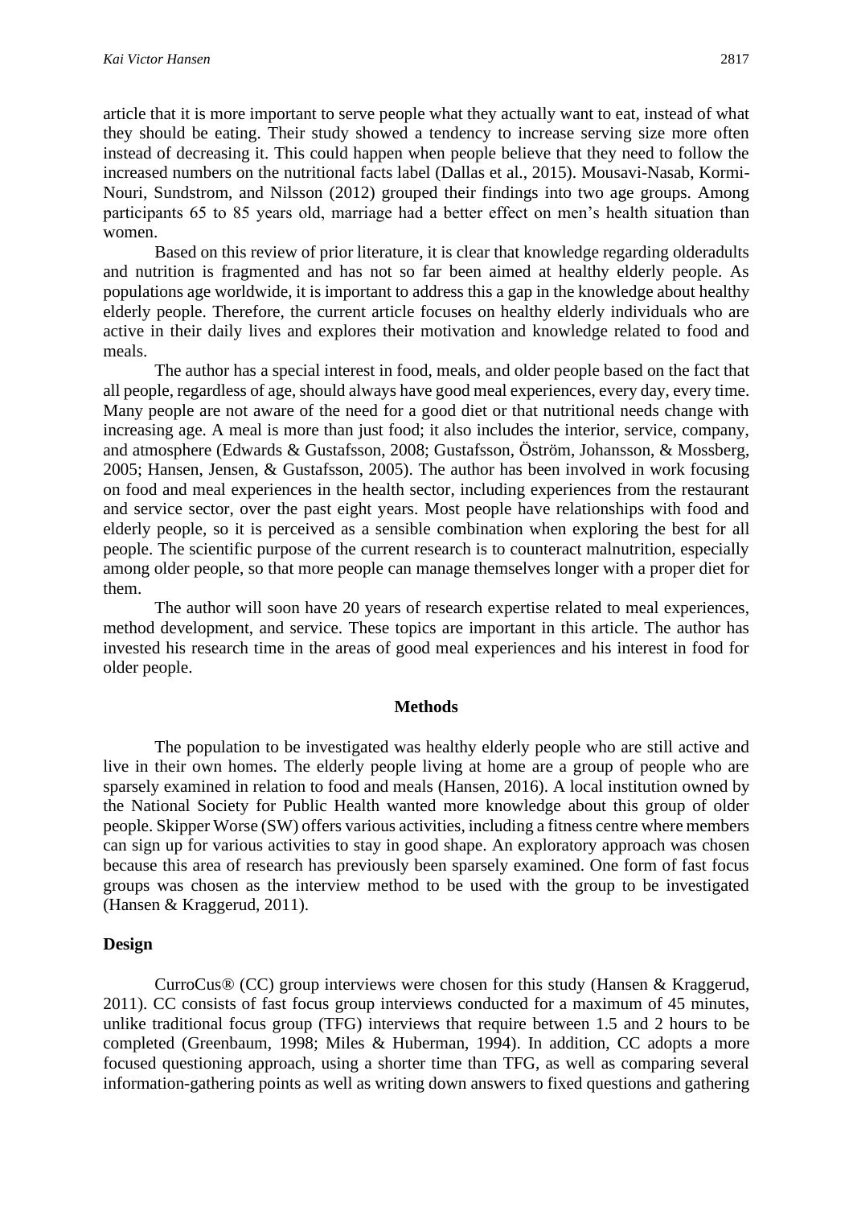article that it is more important to serve people what they actually want to eat, instead of what they should be eating. Their study showed a tendency to increase serving size more often instead of decreasing it. This could happen when people believe that they need to follow the increased numbers on the nutritional facts label (Dallas et al., 2015). Mousavi-Nasab, Kormi-Nouri, Sundstrom, and Nilsson (2012) grouped their findings into two age groups. Among participants 65 to 85 years old, marriage had a better effect on men's health situation than women.

Based on this review of prior literature, it is clear that knowledge regarding olderadults and nutrition is fragmented and has not so far been aimed at healthy elderly people. As populations age worldwide, it is important to address this a gap in the knowledge about healthy elderly people. Therefore, the current article focuses on healthy elderly individuals who are active in their daily lives and explores their motivation and knowledge related to food and meals.

The author has a special interest in food, meals, and older people based on the fact that all people, regardless of age, should always have good meal experiences, every day, every time. Many people are not aware of the need for a good diet or that nutritional needs change with increasing age. A meal is more than just food; it also includes the interior, service, company, and atmosphere (Edwards & Gustafsson, 2008; Gustafsson, Öström, Johansson, & Mossberg, 2005; Hansen, Jensen, & Gustafsson, 2005). The author has been involved in work focusing on food and meal experiences in the health sector, including experiences from the restaurant and service sector, over the past eight years. Most people have relationships with food and elderly people, so it is perceived as a sensible combination when exploring the best for all people. The scientific purpose of the current research is to counteract malnutrition, especially among older people, so that more people can manage themselves longer with a proper diet for them.

The author will soon have 20 years of research expertise related to meal experiences, method development, and service. These topics are important in this article. The author has invested his research time in the areas of good meal experiences and his interest in food for older people.

## Methods

The population to be investigated was healthy elderly people who are still active and live in their own homes. The elderly people living at home are a group of people who are sparsely examined in relation to food and meals (Hansen, 2016). A local institution owned by the National Society for Public Health wanted more knowledge about this group of older people. Skipper Worse (SW) offers various activities, including a fitness centre where members can sign up for various activities to stay in good shape. An exploratory approach was chosen because this area of research has previously been sparsely examined. One form of fast focus groups was chosen as the interview method to be used with the group to be investigated (Hansen & Kraggerud, 2011).

### Design

CurroCus® (CC) group interviews were chosen for this study (Hansen & Kraggerud, 2011). CC consists of fast focus group interviews conducted for a maximum of 45 minutes, unlike traditional focus group (TFG) interviews that require between 1.5 and 2 hours to be completed (Greenbaum, 1998; Miles & Huberman, 1994). In addition, CC adopts a more focused questioning approach, using a shorter time than TFG, as well as comparing several information-gathering points as well as writing down answers to fixed questions and gathering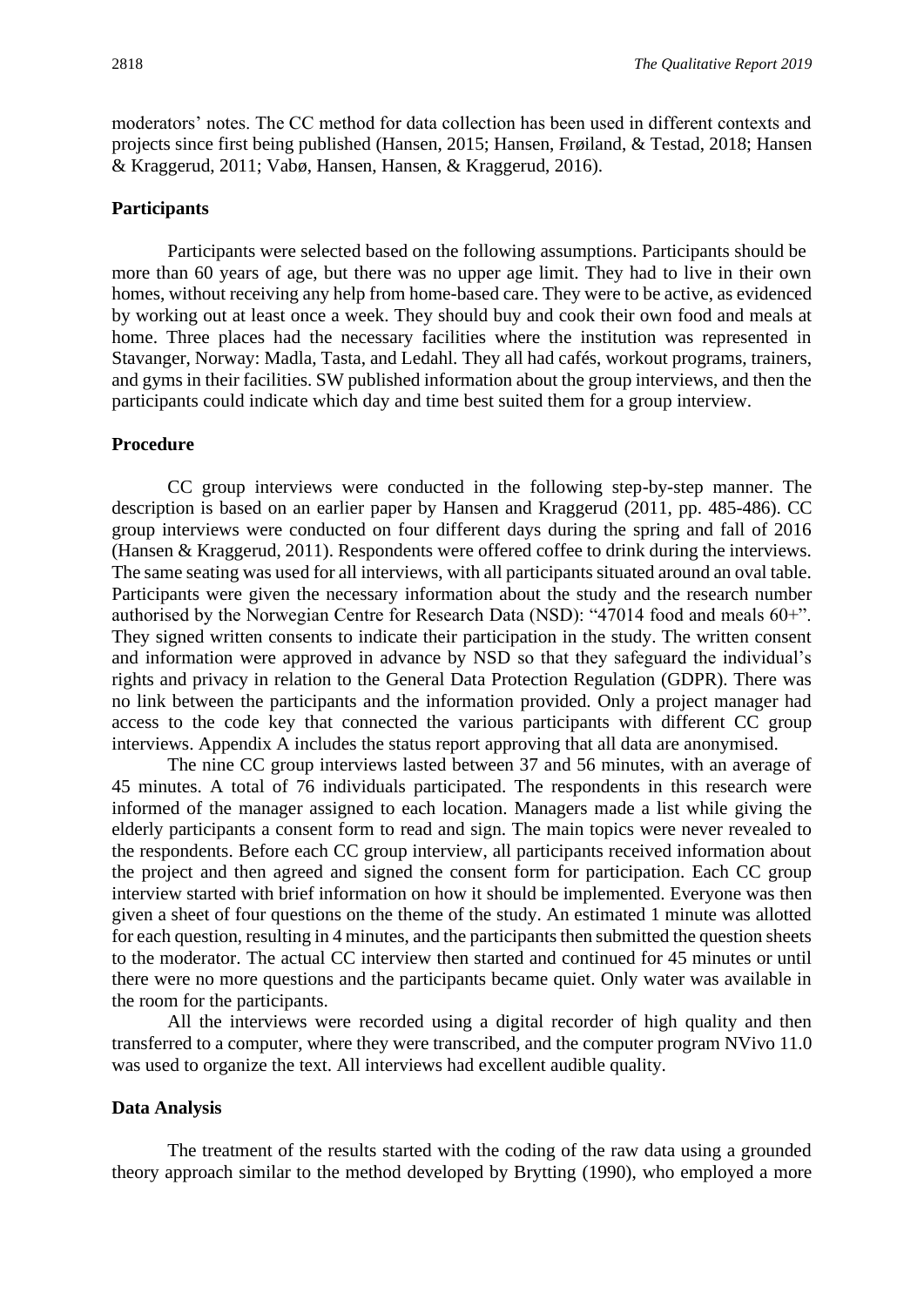moderators' notes. The CC method for data collection has been used in different contexts and projects since first being published (Hansen, 2015; Hansen, Frøiland, & Testad, 2018; Hansen & Kraggerud, 2011; Vabø, Hansen, Hansen, & Kraggerud, 2016).

### Participants

Participants were selected based on the following assumptions. Participants should be more than 60 years of age, but there was no upper age limit. They had to live in their own homes, without receiving any help from home-based care. They were to be active, as evidenced by working out at least once a week. They should buy and cook their own food and meals at home. Three places had the necessary facilities where the institution was represented in Stavanger, Norway: Madla, Tasta, and Ledahl. They all had cafés, workout programs, trainers, and gyms in their facilities. SW published information about the group interviews, and then the participants could indicate which day and time best suited them for a group interview.

### Procedure

CC group interviews were conducted in the following step-by-step manner. The description is based on an earlier paper by Hansen and Kraggerud (2011, pp. 485-486). CC group interviews were conducted on four different days during the spring and fall of 2016 (Hansen & Kraggerud, 2011). Respondents were offered coffee to drink during the interviews. The same seating was used for all interviews, with all participants situated around an oval table. Participants were given the necessary information about the study and the research number authorised by the Norwegian Centre for Research Data (NSD): "47014 food and meals 60+". They signed written consents to indicate their participation in the study. The written consent and information were approved in advance by NSD so that they safeguard the individual's rights and privacy in relation to the General Data Protection Regulation (GDPR). There was no link between the participants and the information provided. Only a project manager had access to the code key that connected the various participants with different CC group interviews. Appendix A includes the status report approving that all data are anonymised.

The nine CC group interviews lasted between 37 and 56 minutes, with an average of 45 minutes. A total of 76 individuals participated. The respondents in this research were informed of the manager assigned to each location. Managers made a list while giving the elderly participants a consent form to read and sign. The main topics were never revealed to the respondents. Before each CC group interview, all participants received information about the project and then agreed and signed the consent form for participation. Each CC group interview started with brief information on how it should be implemented. Everyone was then given a sheet of four questions on the theme of the study. An estimated 1 minute was allotted for each question, resulting in 4 minutes, and the participants then submitted the question sheets to the moderator. The actual CC interview then started and continued for 45 minutes or until there were no more questions and the participants became quiet. Only water was available in the room for the participants.

All the interviews were recorded using a digital recorder of high quality and then transferred to a computer, where they were transcribed, and the computer program NVivo 11.0 was used to organize the text. All interviews had excellent audible quality.

### Data Analysis

The treatment of the results started with the coding of the raw data using a grounded theory approach similar to the method developed by Brytting (1990), who employed a more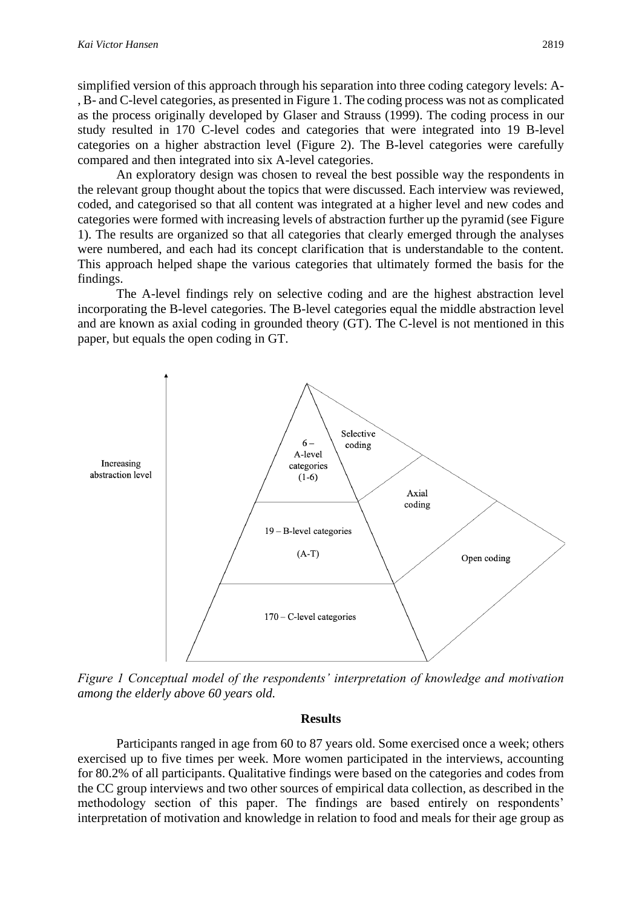simplified version of this approach through his separation into three coding category levels: A-, B- and C-level categories, as presented in Figure 1. The coding process was not as complicated as the process originally developed by Glaser and Strauss (1999). The coding process in our study resulted in 170 C-level codes and categories that were integrated into 19 B-level categories on a higher abstraction level (Figure 2). The B-level categories were carefully compared and then integrated into six A-level categories.

An exploratory design was chosen to reveal the best possible way the respondents in the relevant group thought about the topics that were discussed. Each interview was reviewed, coded, and categorised so that all content was integrated at a higher level and new codes and categories were formed with increasing levels of abstraction further up the pyramid (see Figure 1). The results are organized so that all categories that clearly emerged through the analyses were numbered, and each had its concept clarification that is understandable to the content. This approach helped shape the various categories that ultimately formed the basis for the findings.

The A-level findings rely on selective coding and are the highest abstraction level incorporating the B-level categories. The B-level categories equal the middle abstraction level and are known as axial coding in grounded theory (GT). The C-level is not mentioned in this paper, but equals the open coding in GT.

Increasing abstraction level

6 – A-level categories (1-6) | Selective coding

19 – B-level categories (A-T) | Axial coding

170 – C-level categories | Open coding

*Figure 1 Conceptual model of the respondents' interpretation of knowledge and motivation among the elderly above 60 years old.*

## Results

Participants ranged in age from 60 to 87 years old. Some exercised once a week; others exercised up to five times per week. More women participated in the interviews, accounting for 80.2% of all participants. Qualitative findings were based on the categories and codes from the CC group interviews and two other sources of empirical data collection, as described in the methodology section of this paper. The findings are based entirely on respondents' interpretation of motivation and knowledge in relation to food and meals for their age group as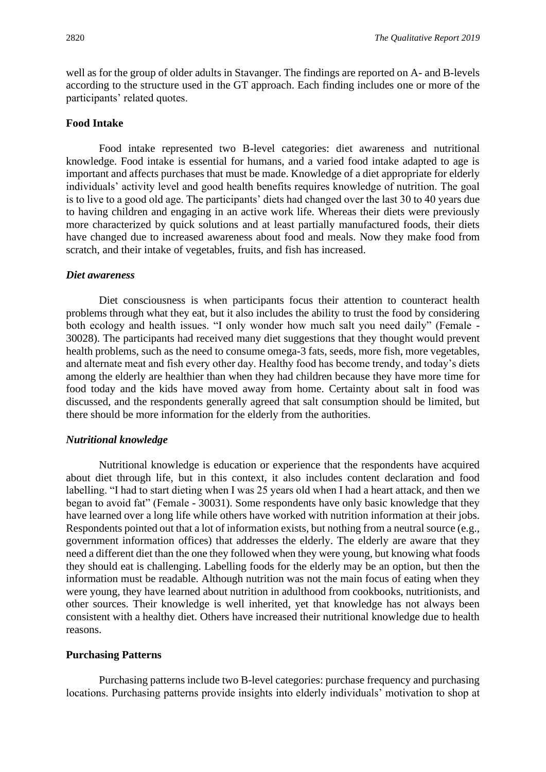well as for the group of older adults in Stavanger. The findings are reported on A- and B-levels according to the structure used in the GT approach. Each finding includes one or more of the participants' related quotes.

### Food Intake

Food intake represented two B-level categories: diet awareness and nutritional knowledge. Food intake is essential for humans, and a varied food intake adapted to age is important and affects purchases that must be made. Knowledge of a diet appropriate for elderly individuals' activity level and good health benefits requires knowledge of nutrition. The goal is to live to a good old age. The participants' diets had changed over the last 30 to 40 years due to having children and engaging in an active work life. Whereas their diets were previously more characterized by quick solutions and at least partially manufactured foods, their diets have changed due to increased awareness about food and meals. Now they make food from scratch, and their intake of vegetables, fruits, and fish has increased.

#### *Diet awareness*

Diet consciousness is when participants focus their attention to counteract health problems through what they eat, but it also includes the ability to trust the food by considering both ecology and health issues. "I only wonder how much salt you need daily" (Female - 30028). The participants had received many diet suggestions that they thought would prevent health problems, such as the need to consume omega-3 fats, seeds, more fish, more vegetables, and alternate meat and fish every other day. Healthy food has become trendy, and today's diets among the elderly are healthier than when they had children because they have more time for food today and the kids have moved away from home. Certainty about salt in food was discussed, and the respondents generally agreed that salt consumption should be limited, but there should be more information for the elderly from the authorities.

#### *Nutritional knowledge*

Nutritional knowledge is education or experience that the respondents have acquired about diet through life, but in this context, it also includes content declaration and food labelling. "I had to start dieting when I was 25 years old when I had a heart attack, and then we began to avoid fat" (Female - 30031). Some respondents have only basic knowledge that they have learned over a long life while others have worked with nutrition information at their jobs. Respondents pointed out that a lot of information exists, but nothing from a neutral source (e.g., government information offices) that addresses the elderly. The elderly are aware that they need a different diet than the one they followed when they were young, but knowing what foods they should eat is challenging. Labelling foods for the elderly may be an option, but then the information must be readable. Although nutrition was not the main focus of eating when they were young, they have learned about nutrition in adulthood from cookbooks, nutritionists, and other sources. Their knowledge is well inherited, yet that knowledge has not always been consistent with a healthy diet. Others have increased their nutritional knowledge due to health reasons.

### Purchasing Patterns

Purchasing patterns include two B-level categories: purchase frequency and purchasing locations. Purchasing patterns provide insights into elderly individuals' motivation to shop at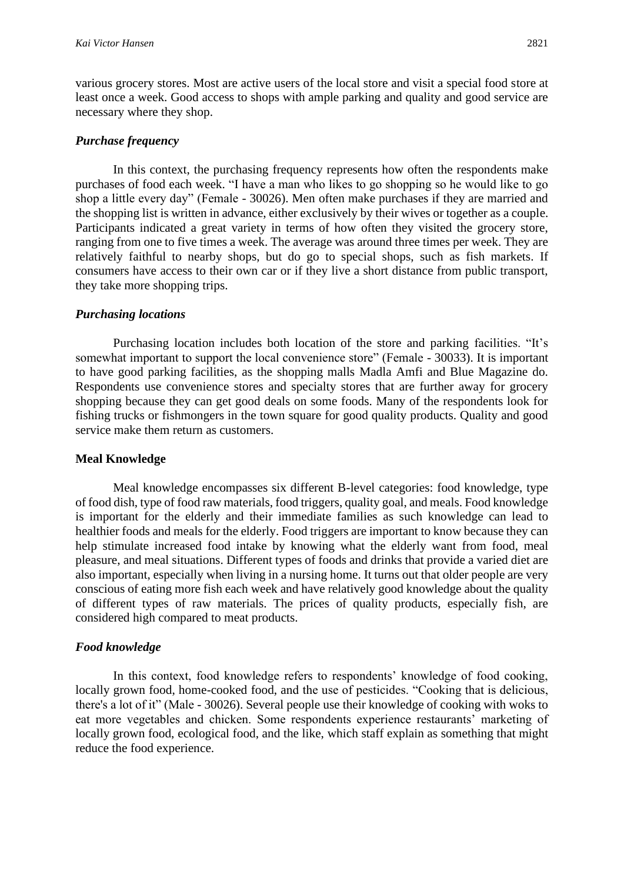various grocery stores. Most are active users of the local store and visit a special food store at least once a week. Good access to shops with ample parking and quality and good service are necessary where they shop.

### *Purchase frequency*

In this context, the purchasing frequency represents how often the respondents make purchases of food each week. "I have a man who likes to go shopping so he would like to go shop a little every day" (Female - 30026). Men often make purchases if they are married and the shopping list is written in advance, either exclusively by their wives or together as a couple. Participants indicated a great variety in terms of how often they visited the grocery store, ranging from one to five times a week. The average was around three times per week. They are relatively faithful to nearby shops, but do go to special shops, such as fish markets. If consumers have access to their own car or if they live a short distance from public transport, they take more shopping trips.

### *Purchasing locations*

Purchasing location includes both location of the store and parking facilities. "It's somewhat important to support the local convenience store" (Female - 30033). It is important to have good parking facilities, as the shopping malls Madla Amfi and Blue Magazine do. Respondents use convenience stores and specialty stores that are further away for grocery shopping because they can get good deals on some foods. Many of the respondents look for fishing trucks or fishmongers in the town square for good quality products. Quality and good service make them return as customers.

## **Meal Knowledge**

Meal knowledge encompasses six different B-level categories: food knowledge, type of food dish, type of food raw materials, food triggers, quality goal, and meals. Food knowledge is important for the elderly and their immediate families as such knowledge can lead to healthier foods and meals for the elderly. Food triggers are important to know because they can help stimulate increased food intake by knowing what the elderly want from food, meal pleasure, and meal situations. Different types of foods and drinks that provide a varied diet are also important, especially when living in a nursing home. It turns out that older people are very conscious of eating more fish each week and have relatively good knowledge about the quality of different types of raw materials. The prices of quality products, especially fish, are considered high compared to meat products.

### *Food knowledge*

In this context, food knowledge refers to respondents' knowledge of food cooking, locally grown food, home-cooked food, and the use of pesticides. "Cooking that is delicious, there's a lot of it" (Male - 30026). Several people use their knowledge of cooking with woks to eat more vegetables and chicken. Some respondents experience restaurants' marketing of locally grown food, ecological food, and the like, which staff explain as something that might reduce the food experience.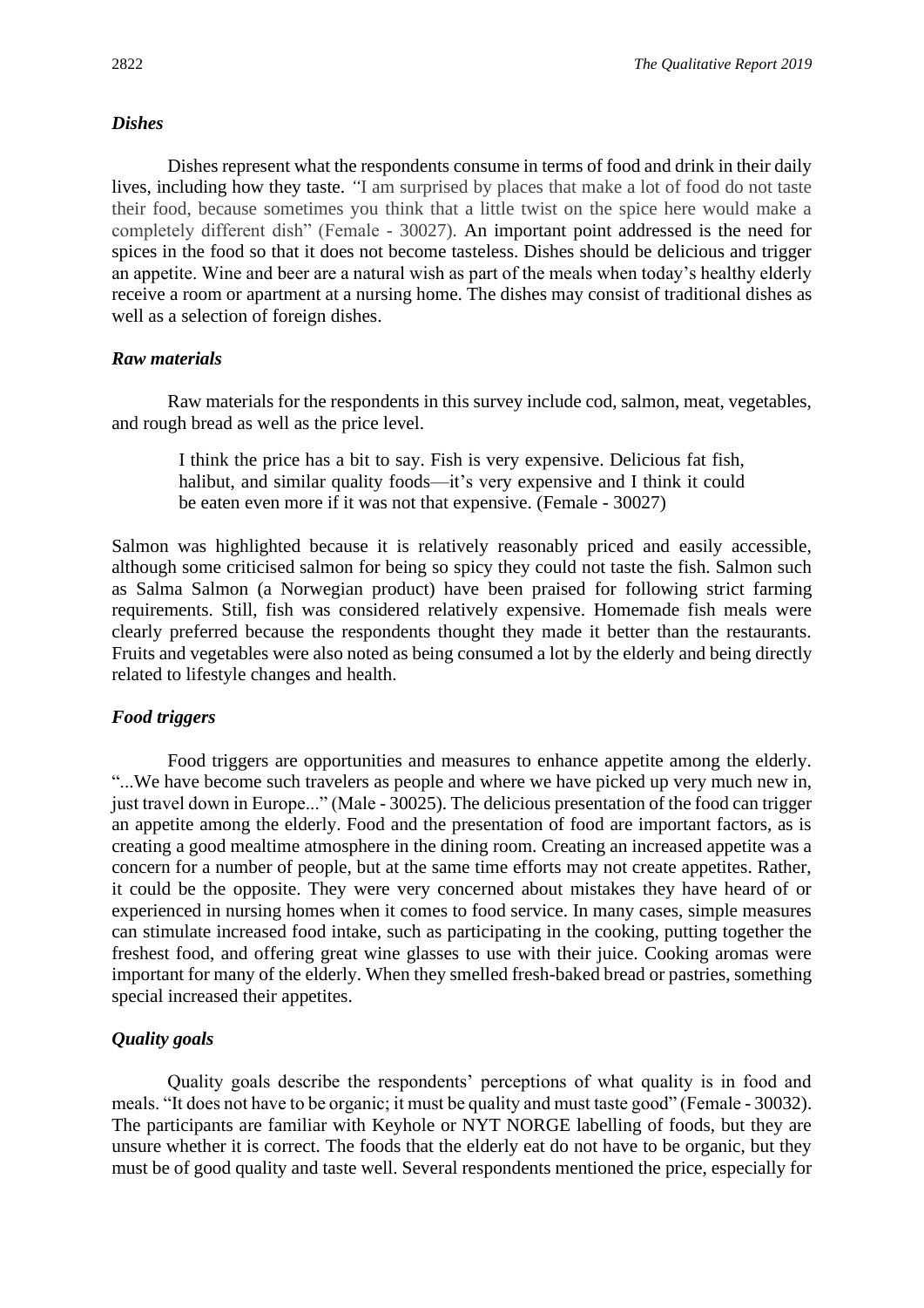### *Dishes*

Dishes represent what the respondents consume in terms of food and drink in their daily lives, including how they taste. "I am surprised by places that make a lot of food do not taste their food, because sometimes you think that a little twist on the spice here would make a completely different dish" (Female - 30027). An important point addressed is the need for spices in the food so that it does not become tasteless. Dishes should be delicious and trigger an appetite. Wine and beer are a natural wish as part of the meals when today's healthy elderly receive a room or apartment at a nursing home. The dishes may consist of traditional dishes as well as a selection of foreign dishes.

### *Raw materials*

Raw materials for the respondents in this survey include cod, salmon, meat, vegetables, and rough bread as well as the price level.

> I think the price has a bit to say. Fish is very expensive. Delicious fat fish, halibut, and similar quality foods—it's very expensive and I think it could be eaten even more if it was not that expensive. (Female - 30027)

Salmon was highlighted because it is relatively reasonably priced and easily accessible, although some criticised salmon for being so spicy they could not taste the fish. Salmon such as Salma Salmon (a Norwegian product) have been praised for following strict farming requirements. Still, fish was considered relatively expensive. Homemade fish meals were clearly preferred because the respondents thought they made it better than the restaurants. Fruits and vegetables were also noted as being consumed a lot by the elderly and being directly related to lifestyle changes and health.

### *Food triggers*

Food triggers are opportunities and measures to enhance appetite among the elderly. "...We have become such travelers as people and where we have picked up very much new in, just travel down in Europe..." (Male - 30025). The delicious presentation of the food can trigger an appetite among the elderly. Food and the presentation of food are important factors, as is creating a good mealtime atmosphere in the dining room. Creating an increased appetite was a concern for a number of people, but at the same time efforts may not create appetites. Rather, it could be the opposite. They were very concerned about mistakes they have heard of or experienced in nursing homes when it comes to food service. In many cases, simple measures can stimulate increased food intake, such as participating in the cooking, putting together the freshest food, and offering great wine glasses to use with their juice. Cooking aromas were important for many of the elderly. When they smelled fresh-baked bread or pastries, something special increased their appetites.

### *Quality goals*

Quality goals describe the respondents' perceptions of what quality is in food and meals. "It does not have to be organic; it must be quality and must taste good" (Female - 30032). The participants are familiar with Keyhole or NYT NORGE labelling of foods, but they are unsure whether it is correct. The foods that the elderly eat do not have to be organic, but they must be of good quality and taste well. Several respondents mentioned the price, especially for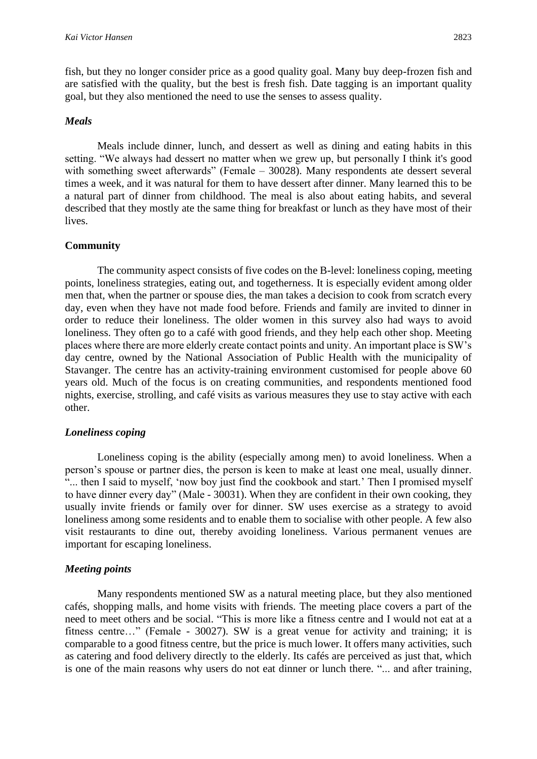fish, but they no longer consider price as a good quality goal. Many buy deep-frozen fish and are satisfied with the quality, but the best is fresh fish. Date tagging is an important quality goal, but they also mentioned the need to use the senses to assess quality.

#### *Meals*

Meals include dinner, lunch, and dessert as well as dining and eating habits in this setting. "We always had dessert no matter when we grew up, but personally I think it's good with something sweet afterwards" (Female – 30028). Many respondents ate dessert several times a week, and it was natural for them to have dessert after dinner. Many learned this to be a natural part of dinner from childhood. The meal is also about eating habits, and several described that they mostly ate the same thing for breakfast or lunch as they have most of their lives.

### **Community**

The community aspect consists of five codes on the B-level: loneliness coping, meeting points, loneliness strategies, eating out, and togetherness. It is especially evident among older men that, when the partner or spouse dies, the man takes a decision to cook from scratch every day, even when they have not made food before. Friends and family are invited to dinner in order to reduce their loneliness. The older women in this survey also had ways to avoid loneliness. They often go to a café with good friends, and they help each other shop. Meeting places where there are more elderly create contact points and unity. An important place is SW's day centre, owned by the National Association of Public Health with the municipality of Stavanger. The centre has an activity-training environment customised for people above 60 years old. Much of the focus is on creating communities, and respondents mentioned food nights, exercise, strolling, and café visits as various measures they use to stay active with each other.

#### *Loneliness coping*

Loneliness coping is the ability (especially among men) to avoid loneliness. When a person's spouse or partner dies, the person is keen to make at least one meal, usually dinner. "... then I said to myself, 'now boy just find the cookbook and start.' Then I promised myself to have dinner every day" (Male - 30031). When they are confident in their own cooking, they usually invite friends or family over for dinner. SW uses exercise as a strategy to avoid loneliness among some residents and to enable them to socialise with other people. A few also visit restaurants to dine out, thereby avoiding loneliness. Various permanent venues are important for escaping loneliness.

#### *Meeting points*

Many respondents mentioned SW as a natural meeting place, but they also mentioned cafés, shopping malls, and home visits with friends. The meeting place covers a part of the need to meet others and be social. "This is more like a fitness centre and I would not eat at a fitness centre…" (Female - 30027). SW is a great venue for activity and training; it is comparable to a good fitness centre, but the price is much lower. It offers many activities, such as catering and food delivery directly to the elderly. Its cafés are perceived as just that, which is one of the main reasons why users do not eat dinner or lunch there. "... and after training,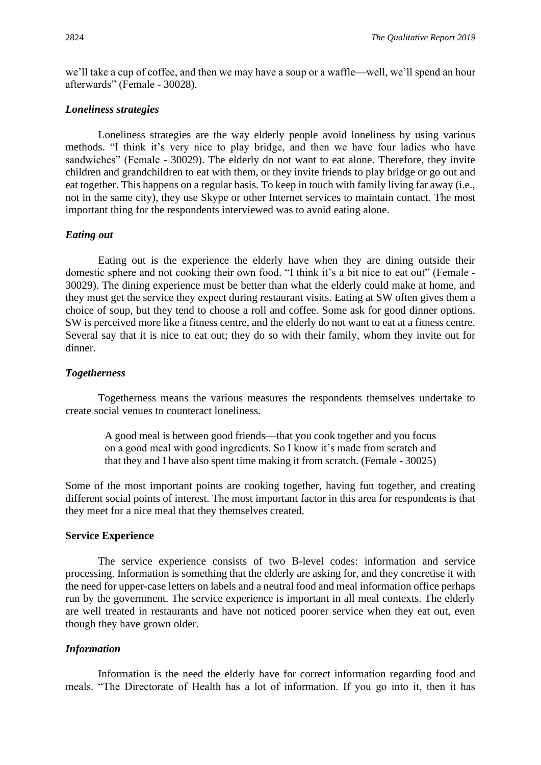we'll take a cup of coffee, and then we may have a soup or a waffle—well, we'll spend an hour afterwards" (Female - 30028).

### *Loneliness strategies*

Loneliness strategies are the way elderly people avoid loneliness by using various methods. "I think it's very nice to play bridge, and then we have four ladies who have sandwiches" (Female - 30029). The elderly do not want to eat alone. Therefore, they invite children and grandchildren to eat with them, or they invite friends to play bridge or go out and eat together. This happens on a regular basis. To keep in touch with family living far away (i.e., not in the same city), they use Skype or other Internet services to maintain contact. The most important thing for the respondents interviewed was to avoid eating alone.

### *Eating out*

Eating out is the experience the elderly have when they are dining outside their domestic sphere and not cooking their own food. "I think it's a bit nice to eat out" (Female - 30029). The dining experience must be better than what the elderly could make at home, and they must get the service they expect during restaurant visits. Eating at SW often gives them a choice of soup, but they tend to choose a roll and coffee. Some ask for good dinner options. SW is perceived more like a fitness centre, and the elderly do not want to eat at a fitness centre. Several say that it is nice to eat out; they do so with their family, whom they invite out for dinner.

### *Togetherness*

Togetherness means the various measures the respondents themselves undertake to create social venues to counteract loneliness.

> A good meal is between good friends—that you cook together and you focus on a good meal with good ingredients. So I know it's made from scratch and that they and I have also spent time making it from scratch. (Female - 30025)

Some of the most important points are cooking together, having fun together, and creating different social points of interest. The most important factor in this area for respondents is that they meet for a nice meal that they themselves created.

## **Service Experience**

The service experience consists of two B-level codes: information and service processing. Information is something that the elderly are asking for, and they concretise it with the need for upper-case letters on labels and a neutral food and meal information office perhaps run by the government. The service experience is important in all meal contexts. The elderly are well treated in restaurants and have not noticed poorer service when they eat out, even though they have grown older.

### *Information*

Information is the need the elderly have for correct information regarding food and meals. "The Directorate of Health has a lot of information. If you go into it, then it has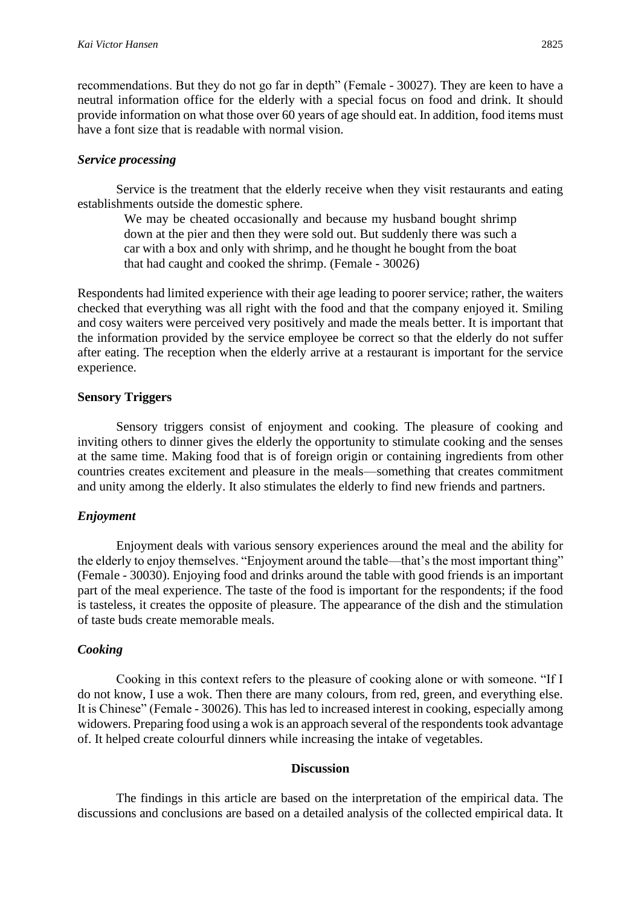recommendations. But they do not go far in depth" (Female - 30027). They are keen to have a neutral information office for the elderly with a special focus on food and drink. It should provide information on what those over 60 years of age should eat. In addition, food items must have a font size that is readable with normal vision.

### *Service processing*

Service is the treatment that the elderly receive when they visit restaurants and eating establishments outside the domestic sphere.

> We may be cheated occasionally and because my husband bought shrimp down at the pier and then they were sold out. But suddenly there was such a car with a box and only with shrimp, and he thought he bought from the boat that had caught and cooked the shrimp. (Female - 30026)

Respondents had limited experience with their age leading to poorer service; rather, the waiters checked that everything was all right with the food and that the company enjoyed it. Smiling and cosy waiters were perceived very positively and made the meals better. It is important that the information provided by the service employee be correct so that the elderly do not suffer after eating. The reception when the elderly arrive at a restaurant is important for the service experience.

## Sensory Triggers

Sensory triggers consist of enjoyment and cooking. The pleasure of cooking and inviting others to dinner gives the elderly the opportunity to stimulate cooking and the senses at the same time. Making food that is of foreign origin or containing ingredients from other countries creates excitement and pleasure in the meals—something that creates commitment and unity among the elderly. It also stimulates the elderly to find new friends and partners.

### *Enjoyment*

Enjoyment deals with various sensory experiences around the meal and the ability for the elderly to enjoy themselves. "Enjoyment around the table—that's the most important thing" (Female - 30030). Enjoying food and drinks around the table with good friends is an important part of the meal experience. The taste of the food is important for the respondents; if the food is tasteless, it creates the opposite of pleasure. The appearance of the dish and the stimulation of taste buds create memorable meals.

### *Cooking*

Cooking in this context refers to the pleasure of cooking alone or with someone. "If I do not know, I use a wok. Then there are many colours, from red, green, and everything else. It is Chinese" (Female - 30026). This has led to increased interest in cooking, especially among widowers. Preparing food using a wok is an approach several of the respondents took advantage of. It helped create colourful dinners while increasing the intake of vegetables.

## Discussion

The findings in this article are based on the interpretation of the empirical data. The discussions and conclusions are based on a detailed analysis of the collected empirical data. It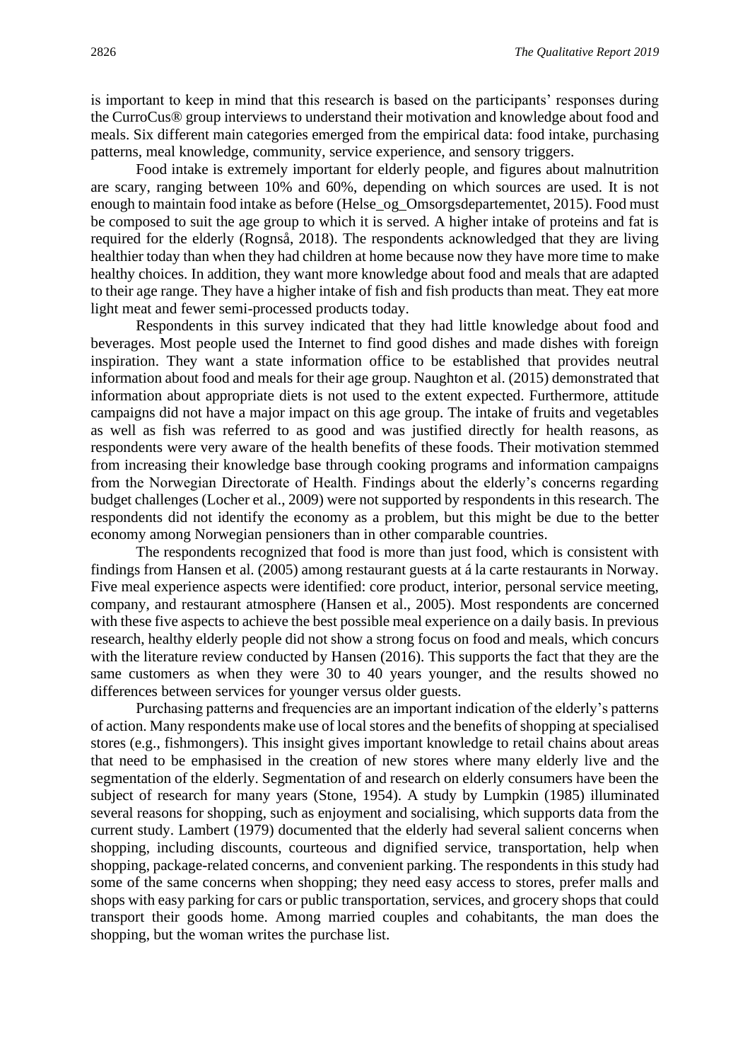is important to keep in mind that this research is based on the participants' responses during the CurroCus® group interviews to understand their motivation and knowledge about food and meals. Six different main categories emerged from the empirical data: food intake, purchasing patterns, meal knowledge, community, service experience, and sensory triggers.

Food intake is extremely important for elderly people, and figures about malnutrition are scary, ranging between 10% and 60%, depending on which sources are used. It is not enough to maintain food intake as before (Helse_og_Omsorgsdepartementet, 2015). Food must be composed to suit the age group to which it is served. A higher intake of proteins and fat is required for the elderly (Rognså, 2018). The respondents acknowledged that they are living healthier today than when they had children at home because now they have more time to make healthy choices. In addition, they want more knowledge about food and meals that are adapted to their age range. They have a higher intake of fish and fish products than meat. They eat more light meat and fewer semi-processed products today.

Respondents in this survey indicated that they had little knowledge about food and beverages. Most people used the Internet to find good dishes and made dishes with foreign inspiration. They want a state information office to be established that provides neutral information about food and meals for their age group. Naughton et al. (2015) demonstrated that information about appropriate diets is not used to the extent expected. Furthermore, attitude campaigns did not have a major impact on this age group. The intake of fruits and vegetables as well as fish was referred to as good and was justified directly for health reasons, as respondents were very aware of the health benefits of these foods. Their motivation stemmed from increasing their knowledge base through cooking programs and information campaigns from the Norwegian Directorate of Health. Findings about the elderly's concerns regarding budget challenges (Locher et al., 2009) were not supported by respondents in this research. The respondents did not identify the economy as a problem, but this might be due to the better economy among Norwegian pensioners than in other comparable countries.

The respondents recognized that food is more than just food, which is consistent with findings from Hansen et al. (2005) among restaurant guests at á la carte restaurants in Norway. Five meal experience aspects were identified: core product, interior, personal service meeting, company, and restaurant atmosphere (Hansen et al., 2005). Most respondents are concerned with these five aspects to achieve the best possible meal experience on a daily basis. In previous research, healthy elderly people did not show a strong focus on food and meals, which concurs with the literature review conducted by Hansen (2016). This supports the fact that they are the same customers as when they were 30 to 40 years younger, and the results showed no differences between services for younger versus older guests.

Purchasing patterns and frequencies are an important indication of the elderly's patterns of action. Many respondents make use of local stores and the benefits of shopping at specialised stores (e.g., fishmongers). This insight gives important knowledge to retail chains about areas that need to be emphasised in the creation of new stores where many elderly live and the segmentation of the elderly. Segmentation of and research on elderly consumers have been the subject of research for many years (Stone, 1954). A study by Lumpkin (1985) illuminated several reasons for shopping, such as enjoyment and socialising, which supports data from the current study. Lambert (1979) documented that the elderly had several salient concerns when shopping, including discounts, courteous and dignified service, transportation, help when shopping, package-related concerns, and convenient parking. The respondents in this study had some of the same concerns when shopping; they need easy access to stores, prefer malls and shops with easy parking for cars or public transportation, services, and grocery shops that could transport their goods home. Among married couples and cohabitants, the man does the shopping, but the woman writes the purchase list.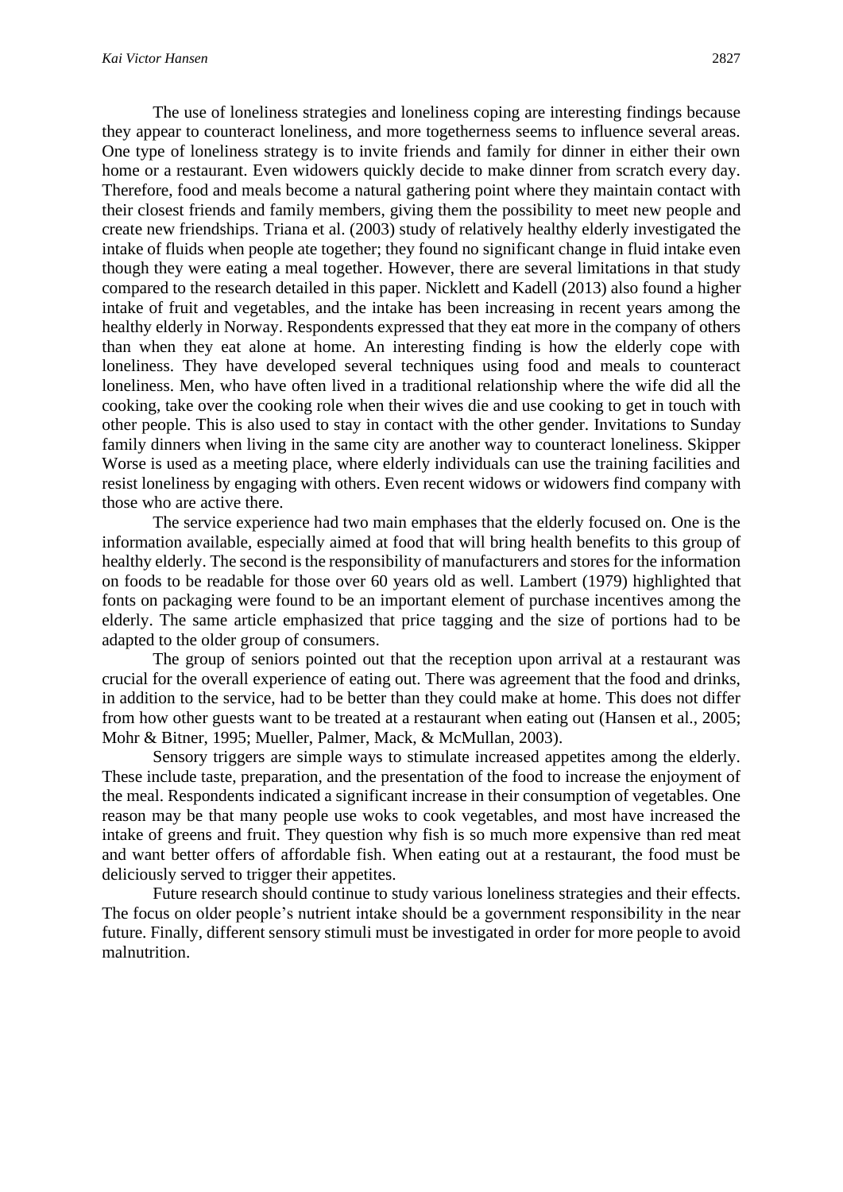The use of loneliness strategies and loneliness coping are interesting findings because they appear to counteract loneliness, and more togetherness seems to influence several areas. One type of loneliness strategy is to invite friends and family for dinner in either their own home or a restaurant. Even widowers quickly decide to make dinner from scratch every day. Therefore, food and meals become a natural gathering point where they maintain contact with their closest friends and family members, giving them the possibility to meet new people and create new friendships. Triana et al. (2003) study of relatively healthy elderly investigated the intake of fluids when people ate together; they found no significant change in fluid intake even though they were eating a meal together. However, there are several limitations in that study compared to the research detailed in this paper. Nicklett and Kadell (2013) also found a higher intake of fruit and vegetables, and the intake has been increasing in recent years among the healthy elderly in Norway. Respondents expressed that they eat more in the company of others than when they eat alone at home. An interesting finding is how the elderly cope with loneliness. They have developed several techniques using food and meals to counteract loneliness. Men, who have often lived in a traditional relationship where the wife did all the cooking, take over the cooking role when their wives die and use cooking to get in touch with other people. This is also used to stay in contact with the other gender. Invitations to Sunday family dinners when living in the same city are another way to counteract loneliness. Skipper Worse is used as a meeting place, where elderly individuals can use the training facilities and resist loneliness by engaging with others. Even recent widows or widowers find company with those who are active there.

The service experience had two main emphases that the elderly focused on. One is the information available, especially aimed at food that will bring health benefits to this group of healthy elderly. The second is the responsibility of manufacturers and stores for the information on foods to be readable for those over 60 years old as well. Lambert (1979) highlighted that fonts on packaging were found to be an important element of purchase incentives among the elderly. The same article emphasized that price tagging and the size of portions had to be adapted to the older group of consumers.

The group of seniors pointed out that the reception upon arrival at a restaurant was crucial for the overall experience of eating out. There was agreement that the food and drinks, in addition to the service, had to be better than they could make at home. This does not differ from how other guests want to be treated at a restaurant when eating out (Hansen et al., 2005; Mohr & Bitner, 1995; Mueller, Palmer, Mack, & McMullan, 2003).

Sensory triggers are simple ways to stimulate increased appetites among the elderly. These include taste, preparation, and the presentation of the food to increase the enjoyment of the meal. Respondents indicated a significant increase in their consumption of vegetables. One reason may be that many people use woks to cook vegetables, and most have increased the intake of greens and fruit. They question why fish is so much more expensive than red meat and want better offers of affordable fish. When eating out at a restaurant, the food must be deliciously served to trigger their appetites.

Future research should continue to study various loneliness strategies and their effects. The focus on older people's nutrient intake should be a government responsibility in the near future. Finally, different sensory stimuli must be investigated in order for more people to avoid malnutrition.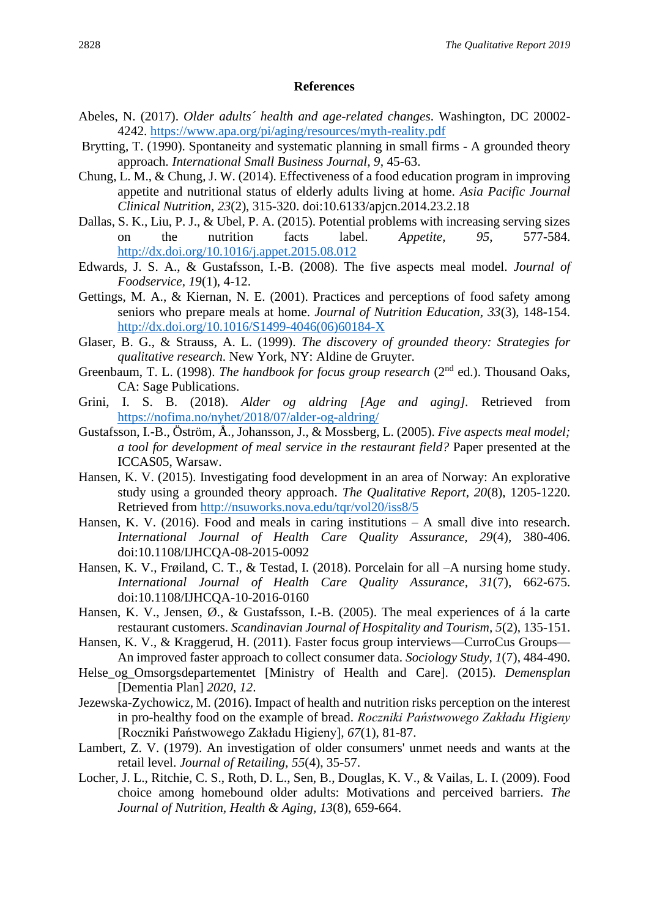## References

Abeles, N. (2017). *Older adults´ health and age-related changes*. Washington, DC 20002-4242. https://www.apa.org/pi/aging/resources/myth-reality.pdf

Brytting, T. (1990). Spontaneity and systematic planning in small firms - A grounded theory approach. *International Small Business Journal, 9*, 45-63.

Chung, L. M., & Chung, J. W. (2014). Effectiveness of a food education program in improving appetite and nutritional status of elderly adults living at home. *Asia Pacific Journal Clinical Nutrition, 23*(2), 315-320. doi:10.6133/apjcn.2014.23.2.18

Dallas, S. K., Liu, P. J., & Ubel, P. A. (2015). Potential problems with increasing serving sizes on the nutrition facts label. *Appetite, 95*, 577-584. http://dx.doi.org/10.1016/j.appet.2015.08.012

Edwards, J. S. A., & Gustafsson, I.-B. (2008). The five aspects meal model. *Journal of Foodservice, 19*(1), 4-12.

Gettings, M. A., & Kiernan, N. E. (2001). Practices and perceptions of food safety among seniors who prepare meals at home. *Journal of Nutrition Education, 33*(3), 148-154. http://dx.doi.org/10.1016/S1499-4046(06)60184-X

Glaser, B. G., & Strauss, A. L. (1999). *The discovery of grounded theory: Strategies for qualitative research.* New York, NY: Aldine de Gruyter.

Greenbaum, T. L. (1998). *The handbook for focus group research* (2nd ed.). Thousand Oaks, CA: Sage Publications.

Grini, I. S. B. (2018). *Alder og aldring [Age and aging]*. Retrieved from https://nofima.no/nyhet/2018/07/alder-og-aldring/

Gustafsson, I.-B., Öström, Å., Johansson, J., & Mossberg, L. (2005). *Five aspects meal model; a tool for development of meal service in the restaurant field?* Paper presented at the ICCAS05, Warsaw.

Hansen, K. V. (2015). Investigating food development in an area of Norway: An explorative study using a grounded theory approach. *The Qualitative Report, 20*(8), 1205-1220. Retrieved from http://nsuworks.nova.edu/tqr/vol20/iss8/5

Hansen, K. V. (2016). Food and meals in caring institutions – A small dive into research. *International Journal of Health Care Quality Assurance, 29*(4), 380-406. doi:10.1108/IJHCQA-08-2015-0092

Hansen, K. V., Frøiland, C. T., & Testad, I. (2018). Porcelain for all –A nursing home study. *International Journal of Health Care Quality Assurance, 31*(7), 662-675. doi:10.1108/IJHCQA-10-2016-0160

Hansen, K. V., Jensen, Ø., & Gustafsson, I.-B. (2005). The meal experiences of á la carte restaurant customers. *Scandinavian Journal of Hospitality and Tourism, 5*(2), 135-151.

Hansen, K. V., & Kraggerud, H. (2011). Faster focus group interviews—CurroCus Groups—An improved faster approach to collect consumer data. *Sociology Study, 1*(7), 484-490.

Helse_og_Omsorgsdepartementet [Ministry of Health and Care]. (2015). *Demensplan* [Dementia Plan] *2020*, *12*.

Jezewska-Zychowicz, M. (2016). Impact of health and nutrition risks perception on the interest in pro-healthy food on the example of bread. *Roczniki Państwowego Zakładu Higieny* [Roczniki Państwowego Zakładu Higieny], *67*(1), 81-87.

Lambert, Z. V. (1979). An investigation of older consumers' unmet needs and wants at the retail level. *Journal of Retailing, 55*(4), 35-57.

Locher, J. L., Ritchie, C. S., Roth, D. L., Sen, B., Douglas, K. V., & Vailas, L. I. (2009). Food choice among homebound older adults: Motivations and perceived barriers. *The Journal of Nutrition, Health & Aging, 13*(8), 659-664.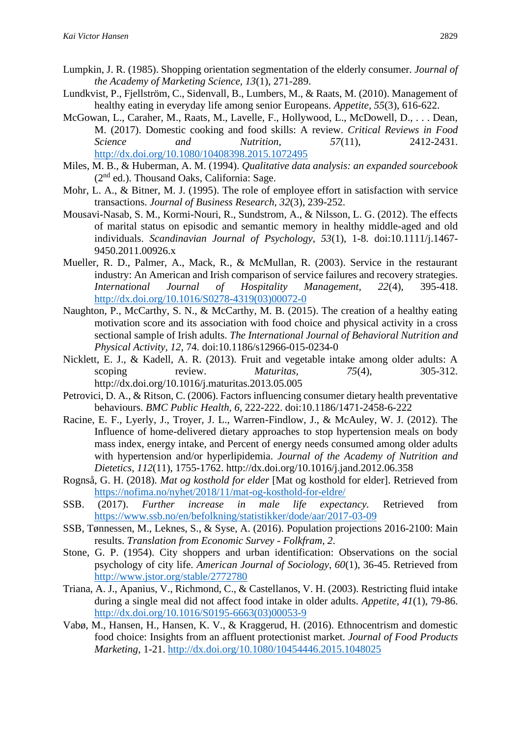Lumpkin, J. R. (1985). Shopping orientation segmentation of the elderly consumer. *Journal of the Academy of Marketing Science, 13*(1), 271-289.

Lundkvist, P., Fjellström, C., Sidenvall, B., Lumbers, M., & Raats, M. (2010). Management of healthy eating in everyday life among senior Europeans. *Appetite, 55*(3), 616-622.

McGowan, L., Caraher, M., Raats, M., Lavelle, F., Hollywood, L., McDowell, D., . . . Dean, M. (2017). Domestic cooking and food skills: A review. *Critical Reviews in Food Science and Nutrition, 57*(11), 2412-2431. http://dx.doi.org/10.1080/10408398.2015.1072495

Miles, M. B., & Huberman, A. M. (1994). *Qualitative data analysis: an expanded sourcebook* (2nd ed.). Thousand Oaks, California: Sage.

Mohr, L. A., & Bitner, M. J. (1995). The role of employee effort in satisfaction with service transactions. *Journal of Business Research, 32*(3), 239-252.

Mousavi-Nasab, S. M., Kormi-Nouri, R., Sundstrom, A., & Nilsson, L. G. (2012). The effects of marital status on episodic and semantic memory in healthy middle-aged and old individuals. *Scandinavian Journal of Psychology, 53*(1), 1-8. doi:10.1111/j.1467-9450.2011.00926.x

Mueller, R. D., Palmer, A., Mack, R., & McMullan, R. (2003). Service in the restaurant industry: An American and Irish comparison of service failures and recovery strategies. *International Journal of Hospitality Management, 22*(4), 395-418. http://dx.doi.org/10.1016/S0278-4319(03)00072-0

Naughton, P., McCarthy, S. N., & McCarthy, M. B. (2015). The creation of a healthy eating motivation score and its association with food choice and physical activity in a cross sectional sample of Irish adults. *The International Journal of Behavioral Nutrition and Physical Activity, 12*, 74. doi:10.1186/s12966-015-0234-0

Nicklett, E. J., & Kadell, A. R. (2013). Fruit and vegetable intake among older adults: A scoping review. *Maturitas, 75*(4), 305-312. http://dx.doi.org/10.1016/j.maturitas.2013.05.005

Petrovici, D. A., & Ritson, C. (2006). Factors influencing consumer dietary health preventative behaviours. *BMC Public Health, 6*, 222-222. doi:10.1186/1471-2458-6-222

Racine, E. F., Lyerly, J., Troyer, J. L., Warren-Findlow, J., & McAuley, W. J. (2012). The Influence of home-delivered dietary approaches to stop hypertension meals on body mass index, energy intake, and Percent of energy needs consumed among older adults with hypertension and/or hyperlipidemia. *Journal of the Academy of Nutrition and Dietetics, 112*(11), 1755-1762. http://dx.doi.org/10.1016/j.jand.2012.06.358

Rognså, G. H. (2018). *Mat og kosthold for elder* [Mat og kosthold for elder]. Retrieved from https://nofima.no/nyhet/2018/11/mat-og-kosthold-for-eldre/

SSB. (2017). *Further increase in male life expectancy.* Retrieved from https://www.ssb.no/en/befolkning/statistikker/dode/aar/2017-03-09

SSB, Tønnessen, M., Leknes, S., & Syse, A. (2016). Population projections 2016-2100: Main results. *Translation from Economic Survey - Folkfram, 2*.

Stone, G. P. (1954). City shoppers and urban identification: Observations on the social psychology of city life. *American Journal of Sociology, 60*(1), 36-45. Retrieved from http://www.jstor.org/stable/2772780

Triana, A. J., Apanius, V., Richmond, C., & Castellanos, V. H. (2003). Restricting fluid intake during a single meal did not affect food intake in older adults. *Appetite, 41*(1), 79-86. http://dx.doi.org/10.1016/S0195-6663(03)00053-9

Vabø, M., Hansen, H., Hansen, K. V., & Kraggerud, H. (2016). Ethnocentrism and domestic food choice: Insights from an affluent protectionist market. *Journal of Food Products Marketing*, 1-21. http://dx.doi.org/10.1080/10454446.2015.1048025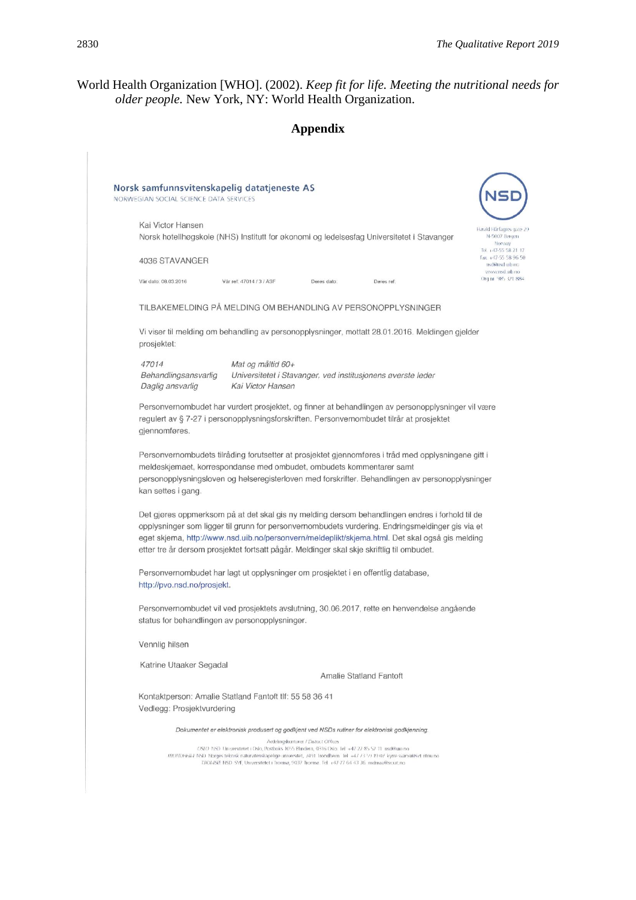World Health Organization [WHO]. (2002). *Keep fit for life. Meeting the nutritional needs for older people.* New York, NY: World Health Organization.

## Appendix

**Norsk samfunnsvitenskapelig datatjeneste AS**
NORWEGIAN SOCIAL SCIENCE DATA SERVICES

NSD

Harald Hårfagres gate 29
N-5007 Bergen
Norway
Tel: +47-55 58 21 17
Fax: +47-55 58 96 50
nsd@nsd.uib.no
www.nsd.uib.no
Org.nr. 985 321 884

Kai Victor Hansen
Norsk hotellhøgskole (NHS) Institutt for økonomi og ledelsesfag Universitetet i Stavanger

4036 STAVANGER

Vår dato: 08.03.2016 | Vår ref: 47014 / 3 / ASF | Deres dato: | Deres ref:

TILBAKEMELDING PÅ MELDING OM BEHANDLING AV PERSONOPPLYSNINGER

Vi viser til melding om behandling av personopplysninger, mottatt 28.01.2016. Meldingen gjelder prosjektet:

| | |
|---|---|
| *47014* | *Mat og måltid 60+* |
| *Behandlingsansvarlig* | *Universitetet i Stavanger, ved institusjonens øverste leder* |
| *Daglig ansvarlig* | *Kai Victor Hansen* |

Personvernombudet har vurdert prosjektet, og finner at behandlingen av personopplysninger vil være regulert av § 7-27 i personopplysningsforskriften. Personvernombudet tilrår at prosjektet gjennomføres.

Personvernombudets tilråding forutsetter at prosjektet gjennomføres i tråd med opplysningene gitt i meldeskjemaet, korrespondanse med ombudet, ombudets kommentarer samt personopplysningsloven og helseregisterloven med forskrifter. Behandlingen av personopplysninger kan settes i gang.

Det gjøres oppmerksom på at det skal gis ny melding dersom behandlingen endres i forhold til de opplysninger som ligger til grunn for personvernombudets vurdering. Endringsmeldinger gis via et eget skjema, http://www.nsd.uib.no/personvern/meldeplikt/skjema.html. Det skal også gis melding etter tre år dersom prosjektet fortsatt pågår. Meldinger skal skje skriftlig til ombudet.

Personvernombudet har lagt ut opplysninger om prosjektet i en offentlig database, http://pvo.nsd.no/prosjekt.

Personvernombudet vil ved prosjektets avslutning, 30.06.2017, rette en henvendelse angående status for behandlingen av personopplysninger.

Vennlig hilsen

Katrine Utaaker Segadal

Amalie Statland Fantoft

Kontaktperson: Amalie Statland Fantoft tlf: 55 58 36 41
Vedlegg: Prosjektvurdering

*Dokumentet er elektronisk produsert og godkjent ved NSDs rutiner for elektronisk godkjenning.*

Avdelingskontorer / District Offices
OSLO: NSD. Universitetet i Oslo, Postboks 1055 Blindern, 0316 Oslo. Tel: +47-22 85 52 11. nsd@uio.no
TRONDHEIM: NSD. Norges teknisk-naturvitenskapelige universitet, 7491 Trondheim. Tel: +47-73 59 19 07. kyrre.svarva@svt.ntnu.no
TROMSØ: NSD. SVF, Universitetet i Tromsø, 9037 Tromsø. Tel: +47-77 64 43 36. nsdmaa@sv.uit.no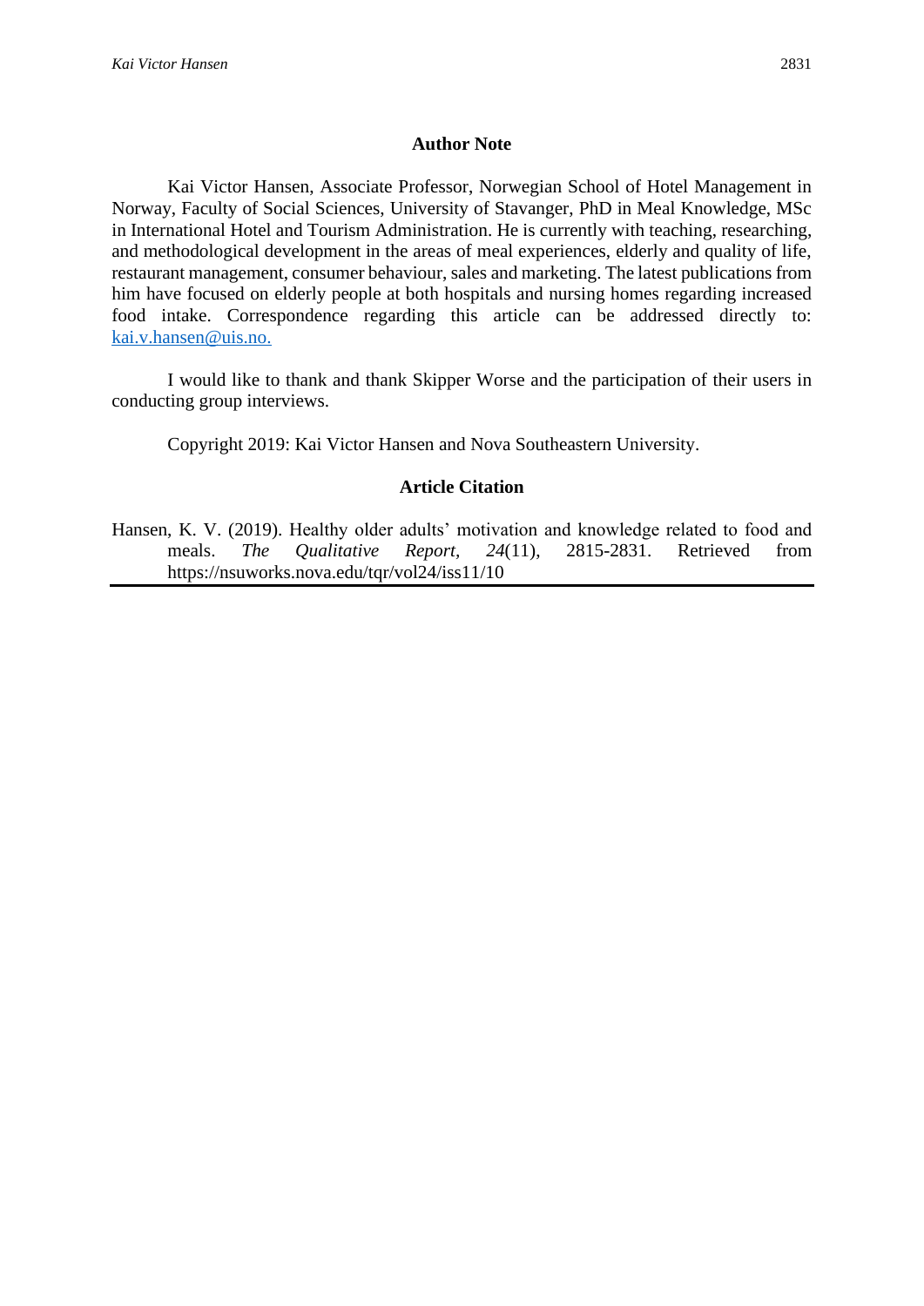## Author Note

Kai Victor Hansen, Associate Professor, Norwegian School of Hotel Management in Norway, Faculty of Social Sciences, University of Stavanger, PhD in Meal Knowledge, MSc in International Hotel and Tourism Administration. He is currently with teaching, researching, and methodological development in the areas of meal experiences, elderly and quality of life, restaurant management, consumer behaviour, sales and marketing. The latest publications from him have focused on elderly people at both hospitals and nursing homes regarding increased food intake. Correspondence regarding this article can be addressed directly to: kai.v.hansen@uis.no.

I would like to thank and thank Skipper Worse and the participation of their users in conducting group interviews.

Copyright 2019: Kai Victor Hansen and Nova Southeastern University.

## Article Citation

Hansen, K. V. (2019). Healthy older adults' motivation and knowledge related to food and meals. *The Qualitative Report, 24*(11), 2815-2831. Retrieved from https://nsuworks.nova.edu/tqr/vol24/iss11/10